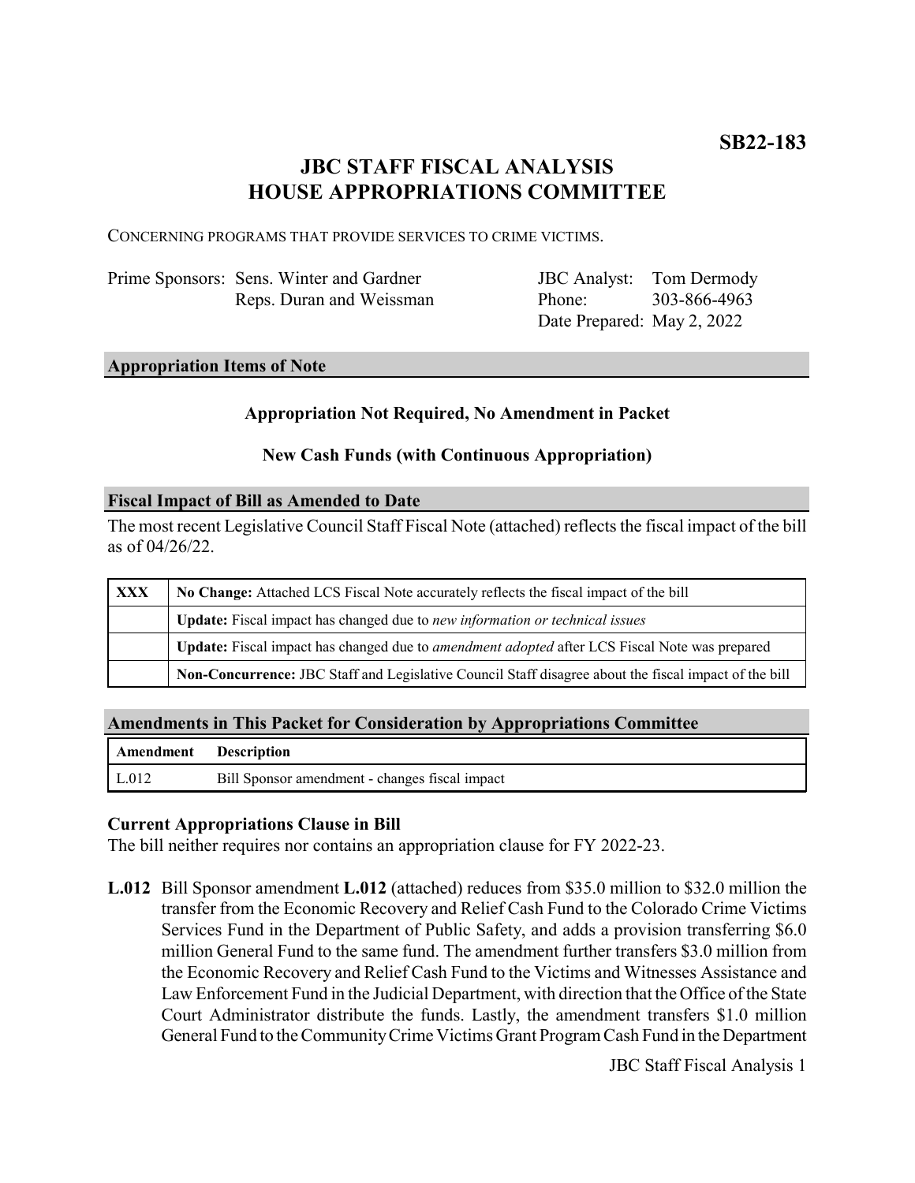**SB22-183**

# JBC STAFF FISCAL ANALYSIS
# HOUSE APPROPRIATIONS COMMITTEE

CONCERNING PROGRAMS THAT PROVIDE SERVICES TO CRIME VICTIMS.

| | | | |
|---|---|---|---|
| Prime Sponsors: | Sens. Winter and Gardner | JBC Analyst: | Tom Dermody |
| | Reps. Duran and Weissman | Phone: | 303-866-4963 |
| | | Date Prepared: | May 2, 2022 |

## Appropriation Items of Note

**Appropriation Not Required, No Amendment in Packet**

**New Cash Funds (with Continuous Appropriation)**

## Fiscal Impact of Bill as Amended to Date

The most recent Legislative Council Staff Fiscal Note (attached) reflects the fiscal impact of the bill as of 04/26/22.

| | |
|---|---|
| **XXX** | **No Change:** Attached LCS Fiscal Note accurately reflects the fiscal impact of the bill |
| | **Update:** Fiscal impact has changed due to *new information or technical issues* |
| | **Update:** Fiscal impact has changed due to *amendment adopted* after LCS Fiscal Note was prepared |
| | **Non-Concurrence:** JBC Staff and Legislative Council Staff disagree about the fiscal impact of the bill |

## Amendments in This Packet for Consideration by Appropriations Committee

| Amendment | Description |
|---|---|
| L.012 | Bill Sponsor amendment - changes fiscal impact |

### Current Appropriations Clause in Bill

The bill neither requires nor contains an appropriation clause for FY 2022-23.

**L.012** Bill Sponsor amendment **L.012** (attached) reduces from $35.0 million to $32.0 million the transfer from the Economic Recovery and Relief Cash Fund to the Colorado Crime Victims Services Fund in the Department of Public Safety, and adds a provision transferring $6.0 million General Fund to the same fund. The amendment further transfers $3.0 million from the Economic Recovery and Relief Cash Fund to the Victims and Witnesses Assistance and Law Enforcement Fund in the Judicial Department, with direction that the Office of the State Court Administrator distribute the funds. Lastly, the amendment transfers $1.0 million General Fund to the Community Crime Victims Grant Program Cash Fund in the Department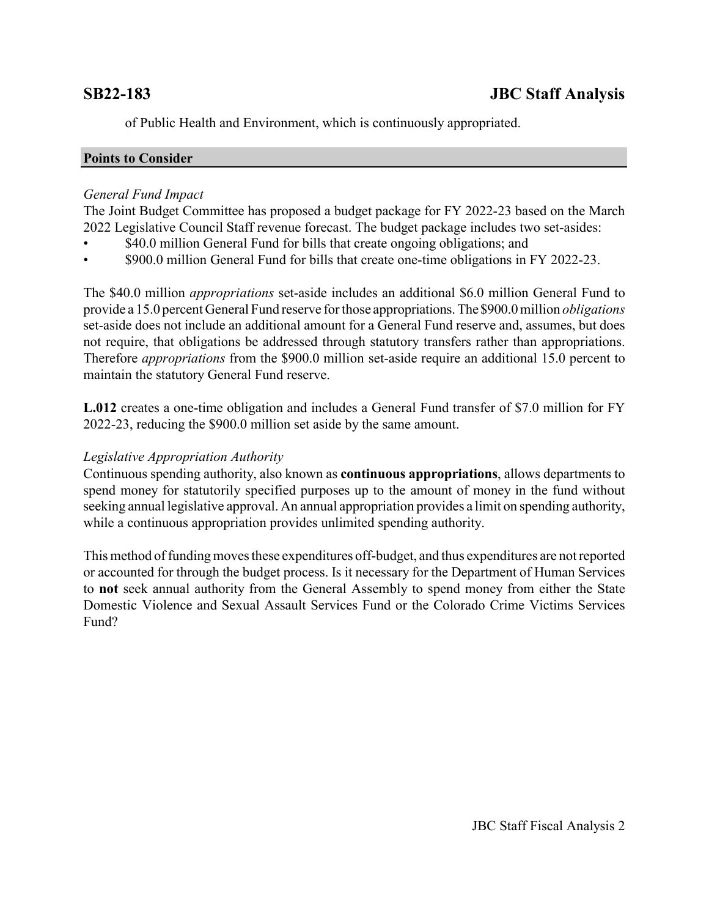of Public Health and Environment, which is continuously appropriated.

## Points to Consider

*General Fund Impact*

The Joint Budget Committee has proposed a budget package for FY 2022-23 based on the March 2022 Legislative Council Staff revenue forecast. The budget package includes two set-asides:

- $40.0 million General Fund for bills that create ongoing obligations; and
- $900.0 million General Fund for bills that create one-time obligations in FY 2022-23.

The $40.0 million *appropriations* set-aside includes an additional $6.0 million General Fund to provide a 15.0 percent General Fund reserve for those appropriations. The $900.0 million *obligations* set-aside does not include an additional amount for a General Fund reserve and, assumes, but does not require, that obligations be addressed through statutory transfers rather than appropriations. Therefore *appropriations* from the $900.0 million set-aside require an additional 15.0 percent to maintain the statutory General Fund reserve.

**L.012** creates a one-time obligation and includes a General Fund transfer of $7.0 million for FY 2022-23, reducing the $900.0 million set aside by the same amount.

*Legislative Appropriation Authority*

Continuous spending authority, also known as **continuous appropriations**, allows departments to spend money for statutorily specified purposes up to the amount of money in the fund without seeking annual legislative approval. An annual appropriation provides a limit on spending authority, while a continuous appropriation provides unlimited spending authority.

This method of funding moves these expenditures off-budget, and thus expenditures are not reported or accounted for through the budget process. Is it necessary for the Department of Human Services to **not** seek annual authority from the General Assembly to spend money from either the State Domestic Violence and Sexual Assault Services Fund or the Colorado Crime Victims Services Fund?